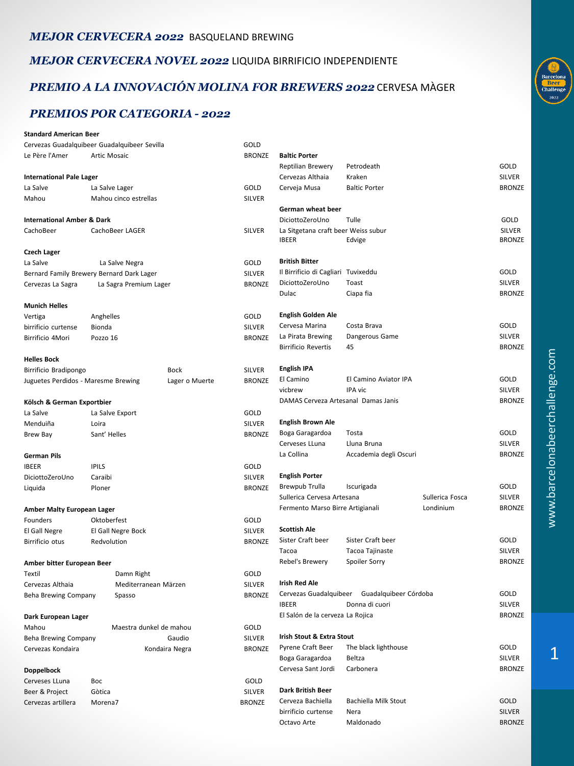## *MEJOR CERVECERA 2022* BASQUELAND BREWING

## *MEJOR CERVECERA NOVEL 2022* LIQUIDA BIRRIFICIO INDEPENDIENTE

## *PREMIO A LA INNOVACIÓN MOLINA FOR BREWERS 2022* CERVESA MÀGER

## *PREMIOS POR CATEGORIA - 2022*

**Standard American Beer**

| Cervecera | Cerveza | Premio |
|---|---|---|
| Cervezas Guadalquibeer | Guadalquibeer Sevilla | GOLD |
| Le Père l'Amer | Artic Mosaic | BRONZE |

**International Pale Lager**

| Cervecera | Cerveza | Premio |
|---|---|---|
| La Salve | La Salve Lager | GOLD |
| Mahou | Mahou cinco estrellas | SILVER |

**International Amber & Dark**

| Cervecera | Cerveza | Premio |
|---|---|---|
| CachoBeer | CachoBeer LAGER | SILVER |

**Czech Lager**

| Cervecera | Cerveza | Premio |
|---|---|---|
| La Salve | La Salve Negra | GOLD |
| Bernard Family Brewery | Bernard Dark Lager | SILVER |
| Cervezas La Sagra | La Sagra Premium Lager | BRONZE |

**Munich Helles**

| Cervecera | Cerveza | Premio |
|---|---|---|
| Vertiga | Anghelles | GOLD |
| birrificio curtense | Bionda | SILVER |
| Birrificio 4Mori | Pozzo 16 | BRONZE |

**Helles Bock**

| Cervecera | Cerveza | Premio |
|---|---|---|
| Birrificio Bradipongo | Bock | SILVER |
| Juguetes Perdidos - Maresme Brewing | Lager o Muerte | BRONZE |

**Kölsch & German Exportbier**

| Cervecera | Cerveza | Premio |
|---|---|---|
| La Salve | La Salve Export | GOLD |
| Menduiña | Loira | SILVER |
| Brew Bay | Sant' Helles | BRONZE |

**German Pils**

| Cervecera | Cerveza | Premio |
|---|---|---|
| IBEER | IPILS | GOLD |
| DiciottoZeroUno | Caraibi | SILVER |
| Liquida | Ploner | BRONZE |

**Amber Malty European Lager**

| Cervecera | Cerveza | Premio |
|---|---|---|
| Founders | Oktoberfest | GOLD |
| El Gall Negre | El Gall Negre Bock | SILVER |
| Birrificio otus | Redvolution | BRONZE |

**Amber bitter European Beer**

| Cervecera | Cerveza | Premio |
|---|---|---|
| Textil | Damn Right | GOLD |
| Cervezas Althaia | Mediterranean Märzen | SILVER |
| Beha Brewing Company | Spasso | BRONZE |

**Dark European Lager**

| Cervecera | Cerveza | Premio |
|---|---|---|
| Mahou | Maestra dunkel de mahou | GOLD |
| Beha Brewing Company | Gaudio | SILVER |
| Cervezas Kondaira | Kondaira Negra | BRONZE |

**Doppelbock**

| Cervecera | Cerveza | Premio |
|---|---|---|
| Cerveses LLuna | Boc | GOLD |
| Beer & Project | Gòtica | SILVER |
| Cervezas artillera | Morena7 | BRONZE |

**Baltic Porter**

| Cervecera | Cerveza | Premio |
|---|---|---|
| Reptilian Brewery | Petrodeath | GOLD |
| Cervezas Althaia | Kraken | SILVER |
| Cerveja Musa | Baltic Porter | BRONZE |

**German wheat beer**

| Cervecera | Cerveza | Premio |
|---|---|---|
| DiciottoZeroUno | Tulle | GOLD |
| La Sitgetana craft beer | Weiss subur | SILVER |
| IBEER | Edvige | BRONZE |

**British Bitter**

| Cervecera | Cerveza | Premio |
|---|---|---|
| Il Birrificio di Cagliari | Tuvixeddu | GOLD |
| DiciottoZeroUno | Toast | SILVER |
| Dulac | Ciapa fia | BRONZE |

**English Golden Ale**

| Cervecera | Cerveza | Premio |
|---|---|---|
| Cervesa Marina | Costa Brava | GOLD |
| La Pirata Brewing | Dangerous Game | SILVER |
| Birrificio Revertis | 45 | BRONZE |

**English IPA**

| Cervecera | Cerveza | Premio |
|---|---|---|
| El Camino | El Camino Aviator IPA | GOLD |
| vicbrew | IPA vic | SILVER |
| DAMAS Cerveza Artesanal | Damas Janis | BRONZE |

**English Brown Ale**

| Cervecera | Cerveza | Premio |
|---|---|---|
| Boga Garagardoa | Tosta | GOLD |
| Cerveses LLuna | Lluna Bruna | SILVER |
| La Collina | Accademia degli Oscuri | BRONZE |

**English Porter**

| Cervecera | Cerveza | Premio |
|---|---|---|
| Brewpub Trulla | Iscurigada | GOLD |
| Sullerica Cervesa Artesana | Sullerica Fosca | SILVER |
| Fermento Marso Birre Artigianali | Londinium | BRONZE |

**Scottish Ale**

| Cervecera | Cerveza | Premio |
|---|---|---|
| Sister Craft beer | Sister Craft beer | GOLD |
| Tacoa | Tacoa Tajinaste | SILVER |
| Rebel's Brewery | Spoiler Sorry | BRONZE |

**Irish Red Ale**

| Cervecera | Cerveza | Premio |
|---|---|---|
| Cervezas Guadalquibeer | Guadalquibeer Córdoba | GOLD |
| IBEER | Donna di cuori | SILVER |
| El Salón de la cerveza | La Rojica | BRONZE |

**Irish Stout & Extra Stout**

| Cervecera | Cerveza | Premio |
|---|---|---|
| Pyrene Craft Beer | The black lighthouse | GOLD |
| Boga Garagardoa | Beltza | SILVER |
| Cervesa Sant Jordi | Carbonera | BRONZE |

**Dark British Beer**

| Cervecera | Cerveza | Premio |
|---|---|---|
| Cerveza Bachiella | Bachiella Milk Stout | GOLD |
| birrificio curtense | Nera | SILVER |
| Octavo Arte | Maldonado | BRONZE |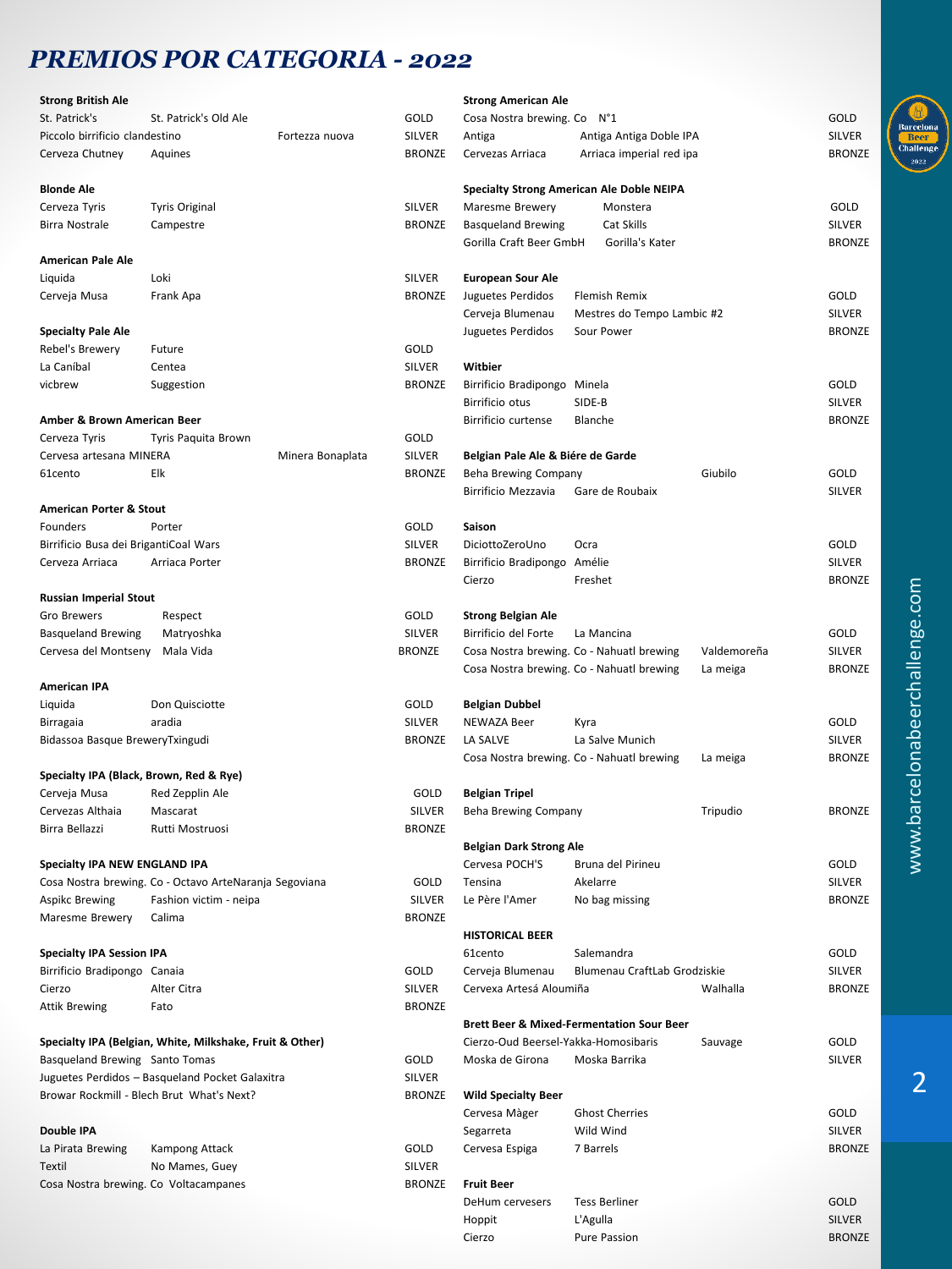# PREMIOS POR CATEGORIA - 2022

### Strong British Ale

| Cervecera | Cerveza | Premio |
|---|---|---|
| St. Patrick's | St. Patrick's Old Ale | GOLD |
| Piccolo birrificio clandestino | Fortezza nuova | SILVER |
| Cerveza Chutney | Aquines | BRONZE |

### Blonde Ale

| Cervecera | Cerveza | Premio |
|---|---|---|
| Cerveza Tyris | Tyris Original | SILVER |
| Birra Nostrale | Campestre | BRONZE |

### American Pale Ale

| Cervecera | Cerveza | Premio |
|---|---|---|
| Liquida | Loki | SILVER |
| Cerveja Musa | Frank Apa | BRONZE |

### Specialty Pale Ale

| Cervecera | Cerveza | Premio |
|---|---|---|
| Rebel's Brewery | Future | GOLD |
| La Caníbal | Centea | SILVER |
| vicbrew | Suggestion | BRONZE |

### Amber & Brown American Beer

| Cervecera | Cerveza | Premio |
|---|---|---|
| Cerveza Tyris | Tyris Paquita Brown | GOLD |
| Cervesa artesana MINERA | Minera Bonaplata | SILVER |
| 61cento | Elk | BRONZE |

### American Porter & Stout

| Cervecera | Cerveza | Premio |
|---|---|---|
| Founders | Porter | GOLD |
| Birrificio Busa dei Briganti | Coal Wars | SILVER |
| Cerveza Arriaca | Arriaca Porter | BRONZE |

### Russian Imperial Stout

| Cervecera | Cerveza | Premio |
|---|---|---|
| Gro Brewers | Respect | GOLD |
| Basqueland Brewing | Matryoshka | SILVER |
| Cervesa del Montseny | Mala Vida | BRONZE |

### American IPA

| Cervecera | Cerveza | Premio |
|---|---|---|
| Liquida | Don Quisciotte | GOLD |
| Birragaia | aradia | SILVER |
| Bidassoa Basque Brewery | Txingudi | BRONZE |

### Specialty IPA (Black, Brown, Red & Rye)

| Cervecera | Cerveza | Premio |
|---|---|---|
| Cerveja Musa | Red Zepplin Ale | GOLD |
| Cervezas Althaia | Mascarat | SILVER |
| Birra Bellazzi | Rutti Mostruosi | BRONZE |

### Specialty IPA NEW ENGLAND IPA

| Cervecera | Cerveza | Premio |
|---|---|---|
| Cosa Nostra brewing. Co - Octavo Arte | Naranja Segoviana | GOLD |
| Aspikc Brewing | Fashion victim - neipa | SILVER |
| Maresme Brewery | Calima | BRONZE |

### Specialty IPA Session IPA

| Cervecera | Cerveza | Premio |
|---|---|---|
| Birrificio Bradipongo | Canaia | GOLD |
| Cierzo | Alter Citra | SILVER |
| Attik Brewing | Fato | BRONZE |

### Specialty IPA (Belgian, White, Milkshake, Fruit & Other)

| Cervecera | Cerveza | Premio |
|---|---|---|
| Basqueland Brewing | Santo Tomas | GOLD |
| Juguetes Perdidos – Basqueland | Pocket Galaxitra | SILVER |
| Browar Rockmill - Blech Brut | What's Next? | BRONZE |

### Double IPA

| Cervecera | Cerveza | Premio |
|---|---|---|
| La Pirata Brewing | Kampong Attack | GOLD |
| Textil | No Mames, Guey | SILVER |
| Cosa Nostra brewing. Co | Voltacampanes | BRONZE |

### Strong American Ale

| Cervecera | Cerveza | Premio |
|---|---|---|
| Cosa Nostra brewing. Co | N°1 | GOLD |
| Antiga | Antiga Antiga Doble IPA | SILVER |
| Cervezas Arriaca | Arriaca imperial red ipa | BRONZE |

### Specialty Strong American Ale Doble NEIPA

| Cervecera | Cerveza | Premio |
|---|---|---|
| Maresme Brewery | Monstera | GOLD |
| Basqueland Brewing | Cat Skills | SILVER |
| Gorilla Craft Beer GmbH | Gorilla's Kater | BRONZE |

### European Sour Ale

| Cervecera | Cerveza | Premio |
|---|---|---|
| Juguetes Perdidos | Flemish Remix | GOLD |
| Cerveja Blumenau | Mestres do Tempo Lambic #2 | SILVER |
| Juguetes Perdidos | Sour Power | BRONZE |

### Witbier

| Cervecera | Cerveza | Premio |
|---|---|---|
| Birrificio Bradipongo | Minela | GOLD |
| Birrificio otus | SIDE-B | SILVER |
| Birrificio curtense | Blanche | BRONZE |

### Belgian Pale Ale & Biére de Garde

| Cervecera | Cerveza | Premio |
|---|---|---|
| Beha Brewing Company | Giubilo | GOLD |
| Birrificio Mezzavia | Gare de Roubaix | SILVER |

### Saison

| Cervecera | Cerveza | Premio |
|---|---|---|
| DiciottoZeroUno | Ocra | GOLD |
| Birrificio Bradipongo | Amélie | SILVER |
| Cierzo | Freshet | BRONZE |

### Strong Belgian Ale

| Cervecera | Cerveza | Premio |
|---|---|---|
| Birrificio del Forte | La Mancina | GOLD |
| Cosa Nostra brewing. Co - Nahuatl brewing | Valdemoreña | SILVER |
| Cosa Nostra brewing. Co - Nahuatl brewing | La meiga | BRONZE |

### Belgian Dubbel

| Cervecera | Cerveza | Premio |
|---|---|---|
| NEWAZA Beer | Kyra | GOLD |
| LA SALVE | La Salve Munich | SILVER |
| Cosa Nostra brewing. Co - Nahuatl brewing | La meiga | BRONZE |

### Belgian Tripel

| Cervecera | Cerveza | Premio |
|---|---|---|
| Beha Brewing Company | Tripudio | BRONZE |

### Belgian Dark Strong Ale

| Cervecera | Cerveza | Premio |
|---|---|---|
| Cervesa POCH'S | Bruna del Pirineu | GOLD |
| Tensina | Akelarre | SILVER |
| Le Père l'Amer | No bag missing | BRONZE |

### HISTORICAL BEER

| Cervecera | Cerveza | Premio |
|---|---|---|
| 61cento | Salemandra | GOLD |
| Cerveja Blumenau | Blumenau CraftLab Grodziskie | SILVER |
| Cervexa Artesá Aloumiña | Walhalla | BRONZE |

### Brett Beer & Mixed-Fermentation Sour Beer

| Cervecera | Cerveza | Premio |
|---|---|---|
| Cierzo-Oud Beersel-Yakka-Homosibaris | Sauvage | GOLD |
| Moska de Girona | Moska Barrika | SILVER |

### Wild Specialty Beer

| Cervecera | Cerveza | Premio |
|---|---|---|
| Cervesa Màger | Ghost Cherries | GOLD |
| Segarreta | Wild Wind | SILVER |
| Cervesa Espiga | 7 Barrels | BRONZE |

### Fruit Beer

| Cervecera | Cerveza | Premio |
|---|---|---|
| DeHum cervesers | Tess Berliner | GOLD |
| Hoppit | L'Agulla | SILVER |
| Cierzo | Pure Passion | BRONZE |

www.barcelonabeerchallenge.com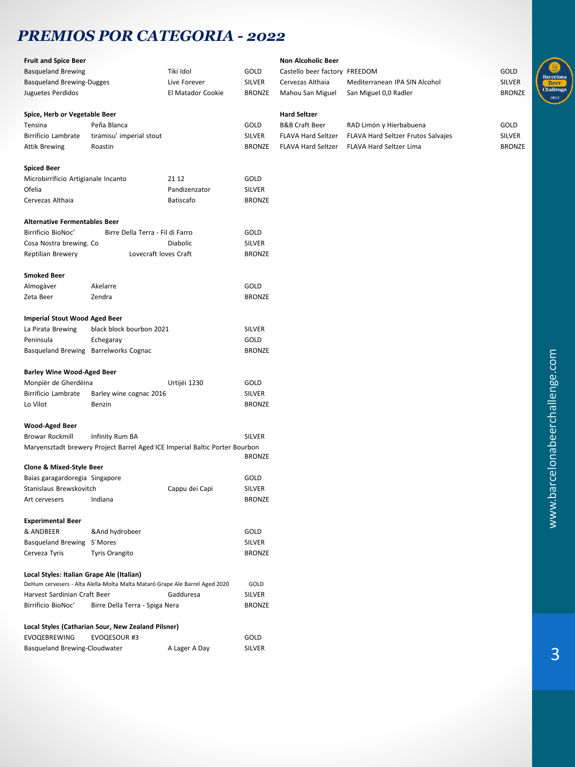# PREMIOS POR CATEGORIA - 2022

### Fruit and Spice Beer

| | | |
|---|---|---|
| Basqueland Brewing | Tiki Idol | GOLD |
| Basqueland Brewing-Dugges | Live Forever | SILVER |
| Juguetes Perdidos | El Matador Cookie | BRONZE |

### Spice, Herb or Vegetable Beer

| | | |
|---|---|---|
| Tensina | Peña Blanca | GOLD |
| Birrificio Lambrate | tiramisu' imperial stout | SILVER |
| Attik Brewing | Roastin | BRONZE |

### Spiced Beer

| | | |
|---|---|---|
| Microbirrificio Artigianale Incanto | 21 12 | GOLD |
| Ofelia | Pandizenzator | SILVER |
| Cervezas Althaia | Batiscafo | BRONZE |

### Alternative Fermentables Beer

| | | |
|---|---|---|
| Birrificio BioNoc' | Birre Della Terra - Fil di Farro | GOLD |
| Cosa Nostra brewing. Co | Diabolic | SILVER |
| Reptilian Brewery | Lovecraft loves Craft | BRONZE |

### Smoked Beer

| | | |
|---|---|---|
| Almogàver | Akelarre | GOLD |
| Zeta Beer | Zendra | BRONZE |

### Imperial Stout Wood Aged Beer

| | | |
|---|---|---|
| La Pirata Brewing | black block bourbon 2021 | SILVER |
| Peninsula | Echegaray | GOLD |
| Basqueland Brewing | Barrelworks Cognac | BRONZE |

### Barley Wine Wood-Aged Beer

| | | |
|---|---|---|
| Monpiër de Gherdëina | Urtijëi 1230 | GOLD |
| Birrificio Lambrate | Barley wine cognac 2016 | SILVER |
| Lo Vilot | Benzin | BRONZE |

### Wood-Aged Beer

| | | |
|---|---|---|
| Browar Rockmill | Infinity Rum BA | SILVER |
| Maryensztadt brewery | Project Barrel Aged ICE Imperial Baltic Porter Bourbon | BRONZE |

### Clone & Mixed-Style Beer

| | | |
|---|---|---|
| Baias garagardoregia | Singapore | GOLD |
| Stanislaus Brewskovitch | Cappu dei Capi | SILVER |
| Art cervesers | Indiana | BRONZE |

### Experimental Beer

| | | |
|---|---|---|
| & ANDBEER | &And hydrobeer | GOLD |
| Basqueland Brewing | S´Mores | SILVER |
| Cerveza Tyris | Tyris Orangito | BRONZE |

### Local Styles: Italian Grape Ale (Italian)

| | | |
|---|---|---|
| DeHum cervesers - Alta Alella-Molta Malta | Mataró Grape Ale Barrel Aged 2020 | GOLD |
| Harvest Sardinian Craft Beer | Gadduresa | SILVER |
| Birrificio BioNoc' | Birre Della Terra - Spiga Nera | BRONZE |

### Local Styles (Catharian Sour, New Zealand Pilsner)

| | | |
|---|---|---|
| EVOQEBREWING | EVOQESOUR #3 | GOLD |
| Basqueland Brewing-Cloudwater | A Lager A Day | SILVER |

### Non Alcoholic Beer

| | | |
|---|---|---|
| Castello beer factory | FREEDOM | GOLD |
| Cervezas Althaia | Mediterranean IPA SIN Alcohol | SILVER |
| Mahou San Miguel | San Miguel 0,0 Radler | BRONZE |

### Hard Seltzer

| | | |
|---|---|---|
| B&B Craft Beer | RAD Limón y Hierbabuena | GOLD |
| FLAVA Hard Seltzer | FLAVA Hard Seltzer Frutos Salvajes | SILVER |
| FLAVA Hard Seltzer | FLAVA Hard Seltzer Lima | BRONZE |

www.barcelonabeerchallenge.com